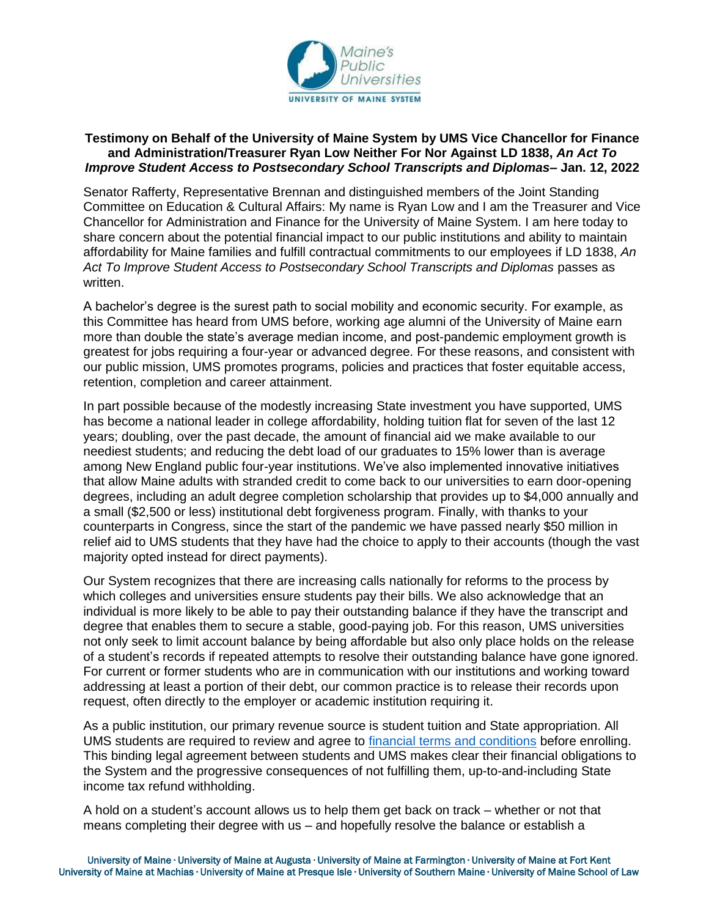**Testimony on Behalf of the University of Maine System by UMS Vice Chancellor for Finance and Administration/Treasurer Ryan Low Neither For Nor Against LD 1838, *An Act To Improve Student Access to Postsecondary School Transcripts and Diplomas*– Jan. 12, 2022**

Senator Rafferty, Representative Brennan and distinguished members of the Joint Standing Committee on Education & Cultural Affairs: My name is Ryan Low and I am the Treasurer and Vice Chancellor for Administration and Finance for the University of Maine System. I am here today to share concern about the potential financial impact to our public institutions and ability to maintain affordability for Maine families and fulfill contractual commitments to our employees if LD 1838, *An Act To Improve Student Access to Postsecondary School Transcripts and Diplomas* passes as written.

A bachelor's degree is the surest path to social mobility and economic security. For example, as this Committee has heard from UMS before, working age alumni of the University of Maine earn more than double the state's average median income, and post-pandemic employment growth is greatest for jobs requiring a four-year or advanced degree. For these reasons, and consistent with our public mission, UMS promotes programs, policies and practices that foster equitable access, retention, completion and career attainment.

In part possible because of the modestly increasing State investment you have supported, UMS has become a national leader in college affordability, holding tuition flat for seven of the last 12 years; doubling, over the past decade, the amount of financial aid we make available to our neediest students; and reducing the debt load of our graduates to 15% lower than is average among New England public four-year institutions. We've also implemented innovative initiatives that allow Maine adults with stranded credit to come back to our universities to earn door-opening degrees, including an adult degree completion scholarship that provides up to $4,000 annually and a small ($2,500 or less) institutional debt forgiveness program. Finally, with thanks to your counterparts in Congress, since the start of the pandemic we have passed nearly $50 million in relief aid to UMS students that they have had the choice to apply to their accounts (though the vast majority opted instead for direct payments).

Our System recognizes that there are increasing calls nationally for reforms to the process by which colleges and universities ensure students pay their bills. We also acknowledge that an individual is more likely to be able to pay their outstanding balance if they have the transcript and degree that enables them to secure a stable, good-paying job. For this reason, UMS universities not only seek to limit account balance by being affordable but also only place holds on the release of a student's records if repeated attempts to resolve their outstanding balance have gone ignored. For current or former students who are in communication with our institutions and working toward addressing at least a portion of their debt, our common practice is to release their records upon request, often directly to the employer or academic institution requiring it.

As a public institution, our primary revenue source is student tuition and State appropriation. All UMS students are required to review and agree to financial terms and conditions before enrolling. This binding legal agreement between students and UMS makes clear their financial obligations to the System and the progressive consequences of not fulfilling them, up-to-and-including State income tax refund withholding.

A hold on a student's account allows us to help them get back on track – whether or not that means completing their degree with us – and hopefully resolve the balance or establish a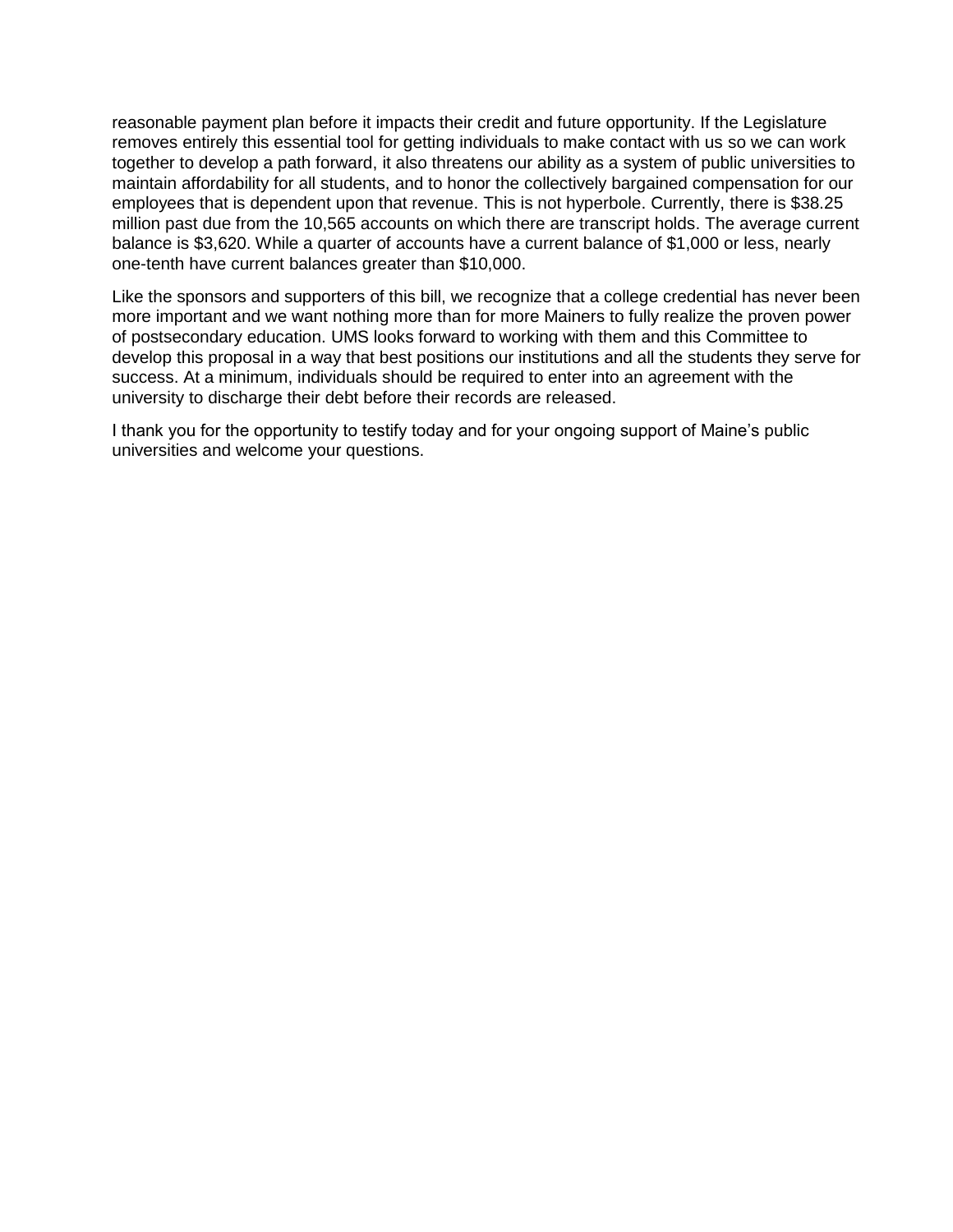reasonable payment plan before it impacts their credit and future opportunity. If the Legislature removes entirely this essential tool for getting individuals to make contact with us so we can work together to develop a path forward, it also threatens our ability as a system of public universities to maintain affordability for all students, and to honor the collectively bargained compensation for our employees that is dependent upon that revenue. This is not hyperbole. Currently, there is $38.25 million past due from the 10,565 accounts on which there are transcript holds. The average current balance is $3,620. While a quarter of accounts have a current balance of $1,000 or less, nearly one-tenth have current balances greater than $10,000.

Like the sponsors and supporters of this bill, we recognize that a college credential has never been more important and we want nothing more than for more Mainers to fully realize the proven power of postsecondary education. UMS looks forward to working with them and this Committee to develop this proposal in a way that best positions our institutions and all the students they serve for success. At a minimum, individuals should be required to enter into an agreement with the university to discharge their debt before their records are released.

I thank you for the opportunity to testify today and for your ongoing support of Maine's public universities and welcome your questions.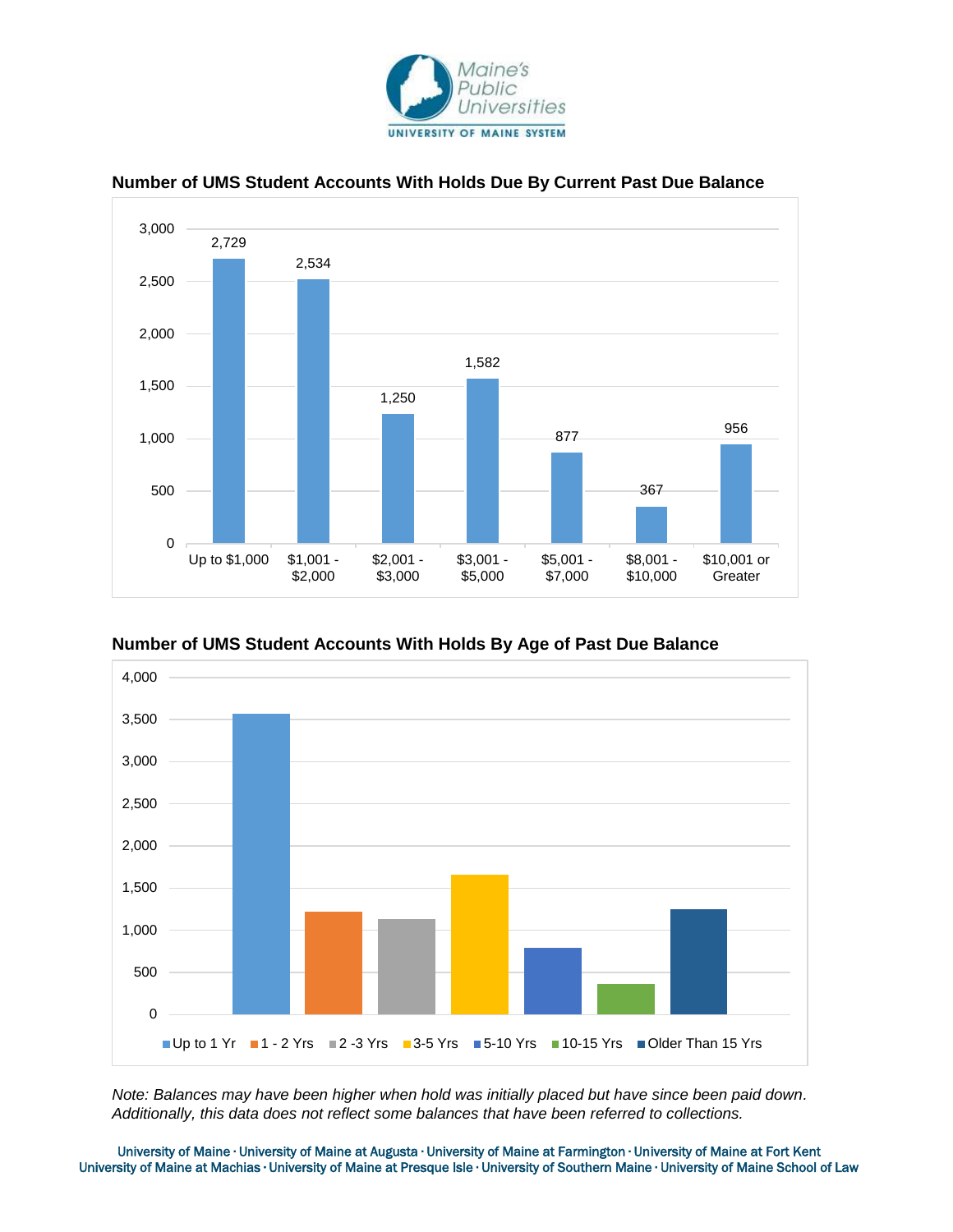Maine's Public Universities
UNIVERSITY OF MAINE SYSTEM

## Number of UMS Student Accounts With Holds Due By Current Past Due Balance

3,000
2,500
2,000
1,500
1,000
500
0

2,729
2,534
1,250
1,582
877
367
956

Up to $1,000
$1,001 - $2,000
$2,001 - $3,000
$3,001 - $5,000
$5,001 - $7,000
$8,001 - $10,000
$10,001 or Greater

## Number of UMS Student Accounts With Holds By Age of Past Due Balance

4,000
3,500
3,000
2,500
2,000
1,500
1,000
500
0

Up to 1 Yr
1 - 2 Yrs
2 -3 Yrs
3-5 Yrs
5-10 Yrs
10-15 Yrs
Older Than 15 Yrs

*Note: Balances may have been higher when hold was initially placed but have since been paid down. Additionally, this data does not reflect some balances that have been referred to collections.*

University of Maine · University of Maine at Augusta · University of Maine at Farmington · University of Maine at Fort Kent
University of Maine at Machias · University of Maine at Presque Isle · University of Southern Maine · University of Maine School of Law